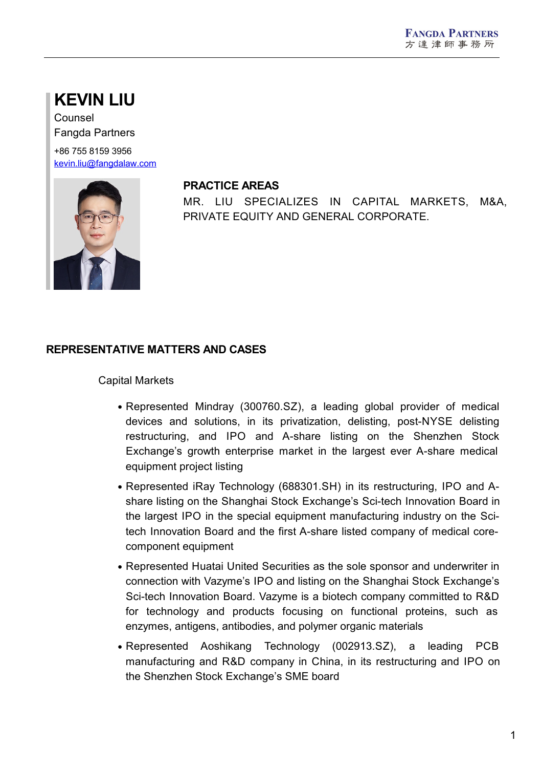# KEVIN LIU

Counsel

Fangda Partners

+86 755 8159 3956

kevin.liu@fangdalaw.com

## PRACTICE AREAS

MR. LIU SPECIALIZES IN CAPITAL MARKETS, M&A, PRIVATE EQUITY AND GENERAL CORPORATE.

## REPRESENTATIVE MATTERS AND CASES

Capital Markets

- Represented Mindray (300760.SZ), a leading global provider of medical devices and solutions, in its privatization, delisting, post-NYSE delisting restructuring, and IPO and A-share listing on the Shenzhen Stock Exchange's growth enterprise market in the largest ever A-share medical equipment project listing
- Represented iRay Technology (688301.SH) in its restructuring, IPO and A-share listing on the Shanghai Stock Exchange's Sci-tech Innovation Board in the largest IPO in the special equipment manufacturing industry on the Sci-tech Innovation Board and the first A-share listed company of medical core-component equipment
- Represented Huatai United Securities as the sole sponsor and underwriter in connection with Vazyme's IPO and listing on the Shanghai Stock Exchange's Sci-tech Innovation Board. Vazyme is a biotech company committed to R&D for technology and products focusing on functional proteins, such as enzymes, antigens, antibodies, and polymer organic materials
- Represented Aoshikang Technology (002913.SZ), a leading PCB manufacturing and R&D company in China, in its restructuring and IPO on the Shenzhen Stock Exchange's SME board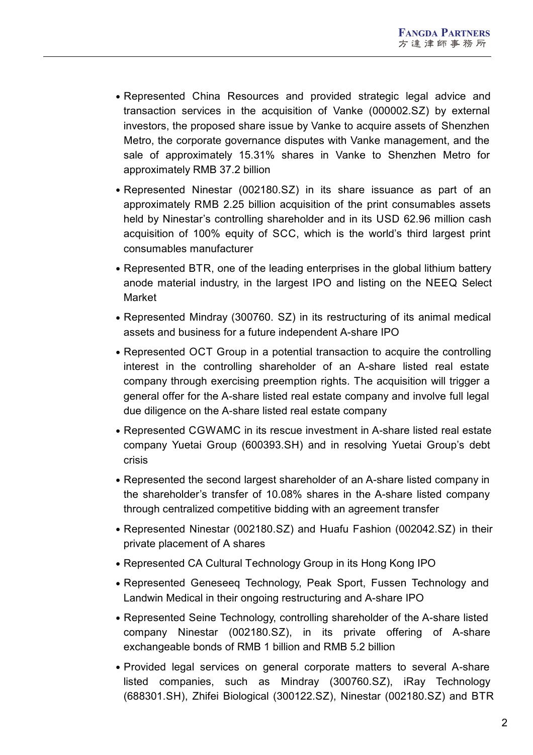- Represented China Resources and provided strategic legal advice and transaction services in the acquisition of Vanke (000002.SZ) by external investors, the proposed share issue by Vanke to acquire assets of Shenzhen Metro, the corporate governance disputes with Vanke management, and the sale of approximately 15.31% shares in Vanke to Shenzhen Metro for approximately RMB 37.2 billion
- Represented Ninestar (002180.SZ) in its share issuance as part of an approximately RMB 2.25 billion acquisition of the print consumables assets held by Ninestar's controlling shareholder and in its USD 62.96 million cash acquisition of 100% equity of SCC, which is the world's third largest print consumables manufacturer
- Represented BTR, one of the leading enterprises in the global lithium battery anode material industry, in the largest IPO and listing on the NEEQ Select Market
- Represented Mindray (300760. SZ) in its restructuring of its animal medical assets and business for a future independent A-share IPO
- Represented OCT Group in a potential transaction to acquire the controlling interest in the controlling shareholder of an A-share listed real estate company through exercising preemption rights. The acquisition will trigger a general offer for the A-share listed real estate company and involve full legal due diligence on the A-share listed real estate company
- Represented CGWAMC in its rescue investment in A-share listed real estate company Yuetai Group (600393.SH) and in resolving Yuetai Group's debt crisis
- Represented the second largest shareholder of an A-share listed company in the shareholder's transfer of 10.08% shares in the A-share listed company through centralized competitive bidding with an agreement transfer
- Represented Ninestar (002180.SZ) and Huafu Fashion (002042.SZ) in their private placement of A shares
- Represented CA Cultural Technology Group in its Hong Kong IPO
- Represented Geneseeq Technology, Peak Sport, Fussen Technology and Landwin Medical in their ongoing restructuring and A-share IPO
- Represented Seine Technology, controlling shareholder of the A-share listed company Ninestar (002180.SZ), in its private offering of A-share exchangeable bonds of RMB 1 billion and RMB 5.2 billion
- Provided legal services on general corporate matters to several A-share listed companies, such as Mindray (300760.SZ), iRay Technology (688301.SH), Zhifei Biological (300122.SZ), Ninestar (002180.SZ) and BTR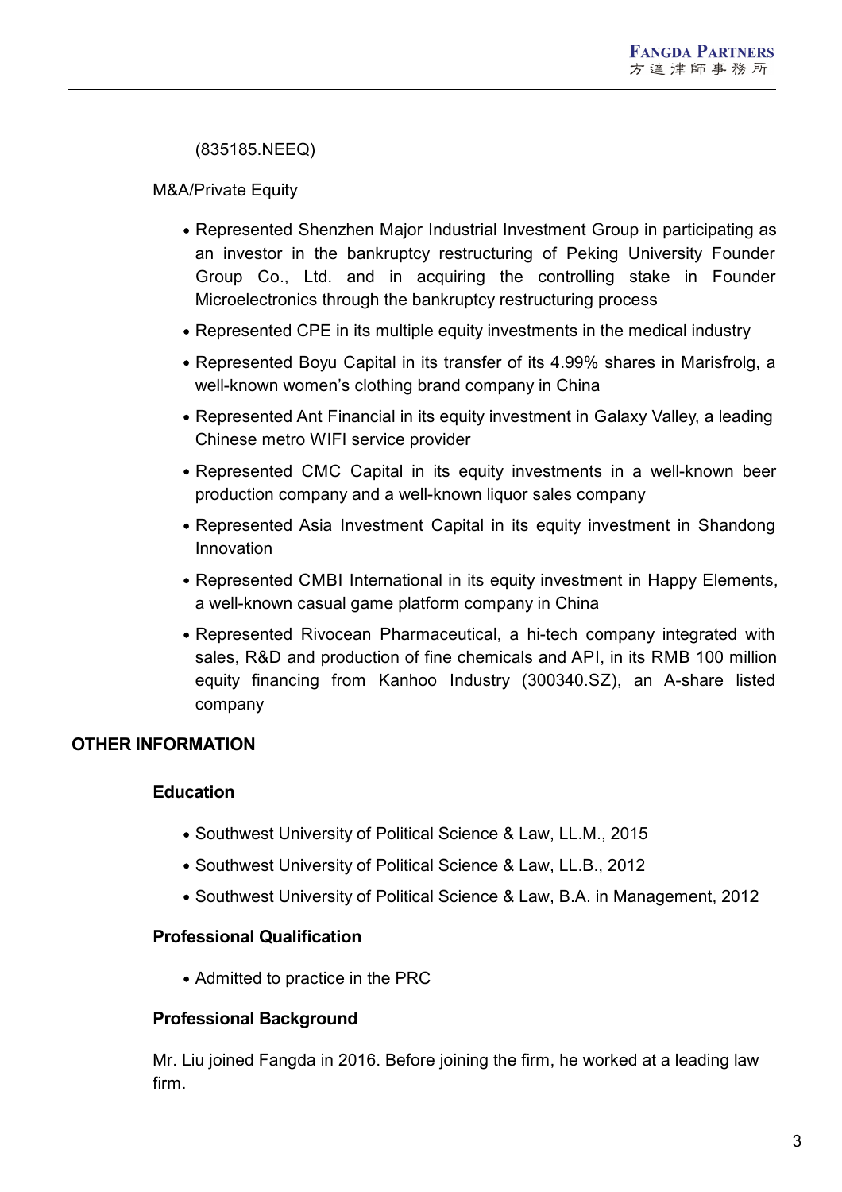(835185.NEEQ)

M&A/Private Equity

- Represented Shenzhen Major Industrial Investment Group in participating as an investor in the bankruptcy restructuring of Peking University Founder Group Co., Ltd. and in acquiring the controlling stake in Founder Microelectronics through the bankruptcy restructuring process
- Represented CPE in its multiple equity investments in the medical industry
- Represented Boyu Capital in its transfer of its 4.99% shares in Marisfrolg, a well-known women's clothing brand company in China
- Represented Ant Financial in its equity investment in Galaxy Valley, a leading Chinese metro WIFI service provider
- Represented CMC Capital in its equity investments in a well-known beer production company and a well-known liquor sales company
- Represented Asia Investment Capital in its equity investment in Shandong Innovation
- Represented CMBI International in its equity investment in Happy Elements, a well-known casual game platform company in China
- Represented Rivocean Pharmaceutical, a hi-tech company integrated with sales, R&D and production of fine chemicals and API, in its RMB 100 million equity financing from Kanhoo Industry (300340.SZ), an A-share listed company

## OTHER INFORMATION

### Education

- Southwest University of Political Science & Law, LL.M., 2015
- Southwest University of Political Science & Law, LL.B., 2012
- Southwest University of Political Science & Law, B.A. in Management, 2012

### Professional Qualification

- Admitted to practice in the PRC

### Professional Background

Mr. Liu joined Fangda in 2016. Before joining the firm, he worked at a leading law firm.